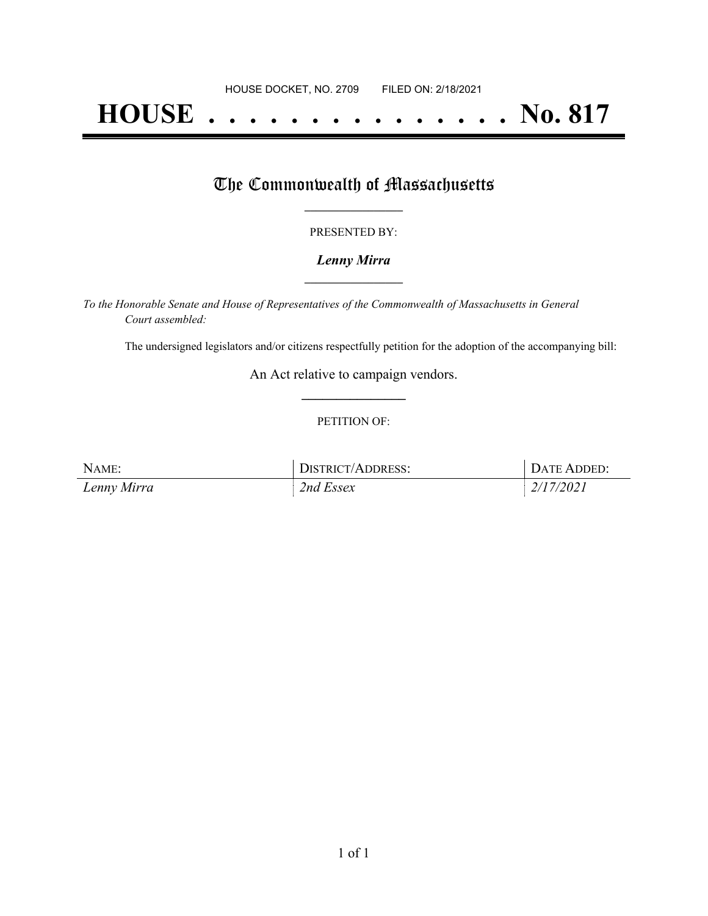HOUSE DOCKET, NO. 2709 FILED ON: 2/18/2021

# HOUSE . . . . . . . . . . . . . . . No. 817

## The Commonwealth of Massachusetts

PRESENTED BY:

***Lenny Mirra***

*To the Honorable Senate and House of Representatives of the Commonwealth of Massachusetts in General Court assembled:*

The undersigned legislators and/or citizens respectfully petition for the adoption of the accompanying bill:

An Act relative to campaign vendors.

PETITION OF:

| NAME: | DISTRICT/ADDRESS: | DATE ADDED: |
| --- | --- | --- |
| *Lenny Mirra* | *2nd Essex* | *2/17/2021* |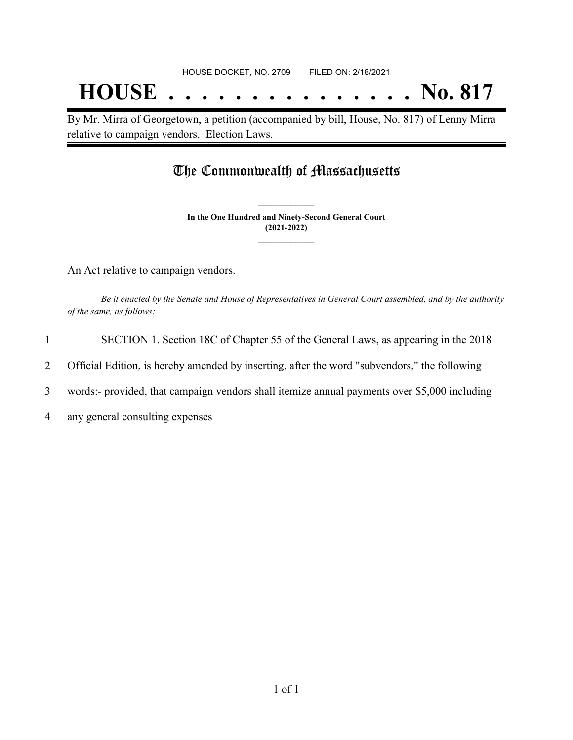HOUSE DOCKET, NO. 2709 FILED ON: 2/18/2021

# HOUSE . . . . . . . . . . . . . . . No. 817

By Mr. Mirra of Georgetown, a petition (accompanied by bill, House, No. 817) of Lenny Mirra relative to campaign vendors. Election Laws.

## The Commonwealth of Massachusetts

**In the One Hundred and Ninety-Second General Court**
**(2021-2022)**

An Act relative to campaign vendors.

*Be it enacted by the Senate and House of Representatives in General Court assembled, and by the authority of the same, as follows:*

1 SECTION 1. Section 18C of Chapter 55 of the General Laws, as appearing in the 2018
2 Official Edition, is hereby amended by inserting, after the word "subvendors," the following
3 words:- provided, that campaign vendors shall itemize annual payments over $5,000 including
4 any general consulting expenses